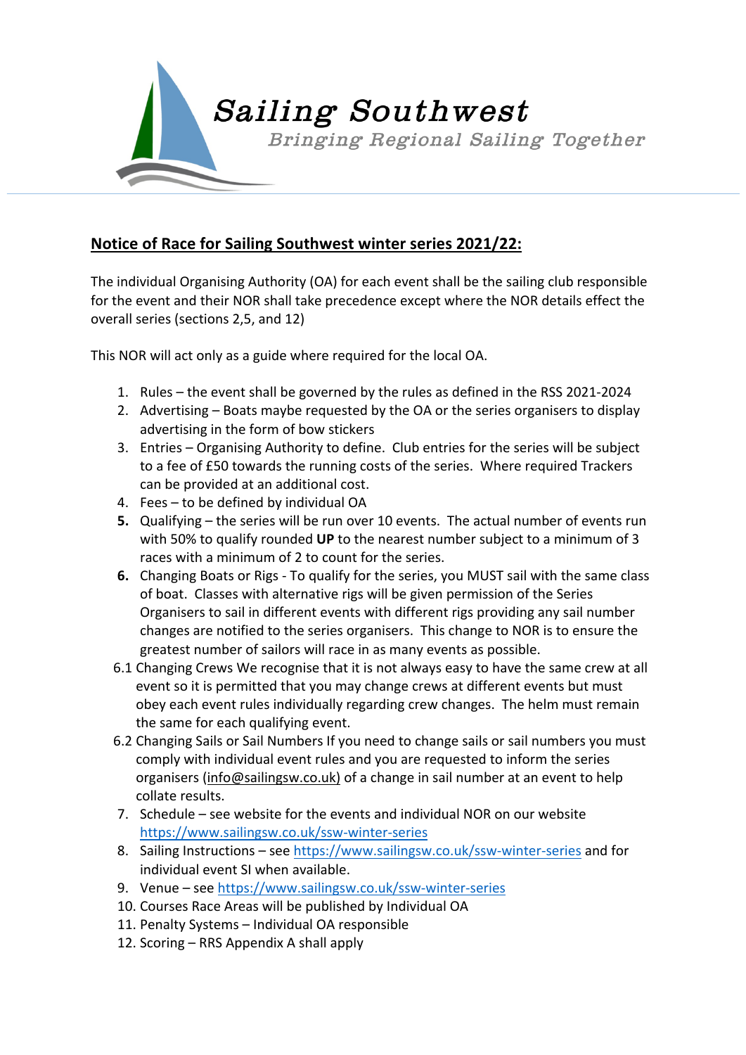# Sailing Southwest

*Bringing Regional Sailing Together*

## Notice of Race for Sailing Southwest winter series 2021/22:

The individual Organising Authority (OA) for each event shall be the sailing club responsible for the event and their NOR shall take precedence except where the NOR details effect the overall series (sections 2,5, and 12)

This NOR will act only as a guide where required for the local OA.

1. Rules – the event shall be governed by the rules as defined in the RSS 2021-2024
2. Advertising – Boats maybe requested by the OA or the series organisers to display advertising in the form of bow stickers
3. Entries – Organising Authority to define. Club entries for the series will be subject to a fee of £50 towards the running costs of the series. Where required Trackers can be provided at an additional cost.
4. Fees – to be defined by individual OA
5. Qualifying – the series will be run over 10 events. The actual number of events run with 50% to qualify rounded **UP** to the nearest number subject to a minimum of 3 races with a minimum of 2 to count for the series.
6. Changing Boats or Rigs - To qualify for the series, you MUST sail with the same class of boat. Classes with alternative rigs will be given permission of the Series Organisers to sail in different events with different rigs providing any sail number changes are notified to the series organisers. This change to NOR is to ensure the greatest number of sailors will race in as many events as possible.

6.1 Changing Crews We recognise that it is not always easy to have the same crew at all event so it is permitted that you may change crews at different events but must obey each event rules individually regarding crew changes. The helm must remain the same for each qualifying event.

6.2 Changing Sails or Sail Numbers If you need to change sails or sail numbers you must comply with individual event rules and you are requested to inform the series organisers (info@sailingsw.co.uk) of a change in sail number at an event to help collate results.

7. Schedule – see website for the events and individual NOR on our website https://www.sailingsw.co.uk/ssw-winter-series
8. Sailing Instructions – see https://www.sailingsw.co.uk/ssw-winter-series and for individual event SI when available.
9. Venue – see https://www.sailingsw.co.uk/ssw-winter-series
10. Courses Race Areas will be published by Individual OA
11. Penalty Systems – Individual OA responsible
12. Scoring – RRS Appendix A shall apply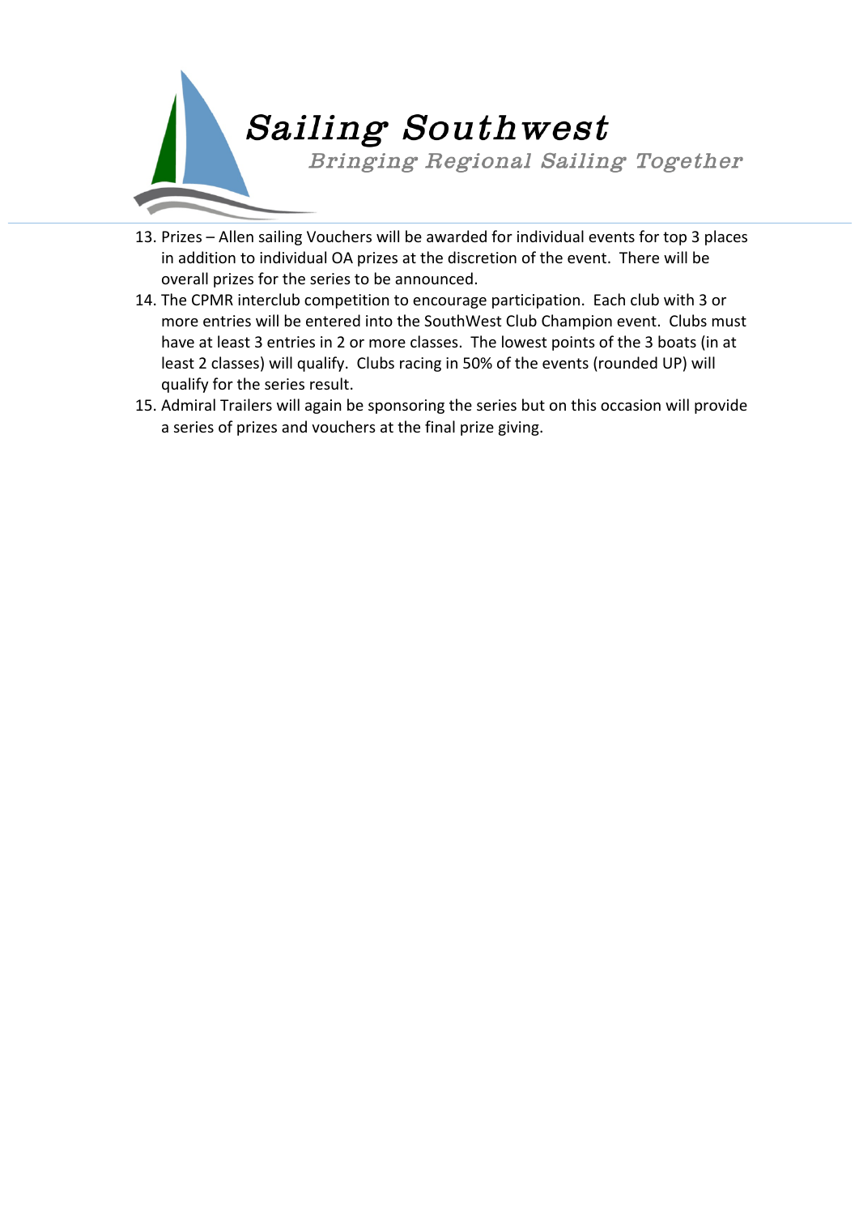13. Prizes – Allen sailing Vouchers will be awarded for individual events for top 3 places in addition to individual OA prizes at the discretion of the event. There will be overall prizes for the series to be announced.
14. The CPMR interclub competition to encourage participation. Each club with 3 or more entries will be entered into the SouthWest Club Champion event. Clubs must have at least 3 entries in 2 or more classes. The lowest points of the 3 boats (in at least 2 classes) will qualify. Clubs racing in 50% of the events (rounded UP) will qualify for the series result.
15. Admiral Trailers will again be sponsoring the series but on this occasion will provide a series of prizes and vouchers at the final prize giving.